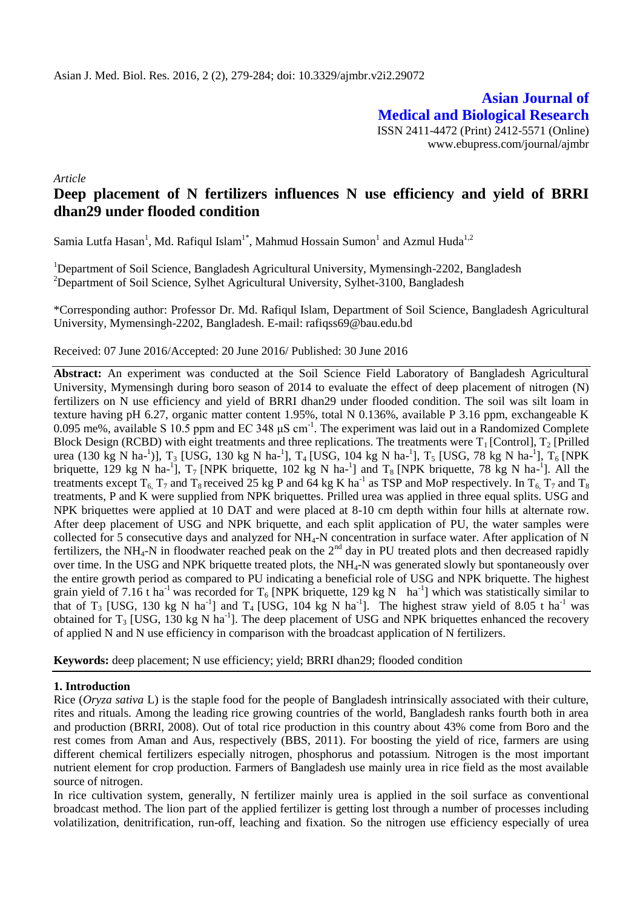Asian J. Med. Biol. Res. 2016, 2 (2), 279-284; doi: 10.3329/ajmbr.v2i2.29072

**Asian Journal of Medical and Biological Research**

ISSN 2411-4472 (Print) 2412-5571 (Online)
www.ebupress.com/journal/ajmbr

*Article*

# Deep placement of N fertilizers influences N use efficiency and yield of BRRI dhan29 under flooded condition

Samia Lutfa Hasan[1], Md. Rafiqul Islam[1*], Mahmud Hossain Sumon[1] and Azmul Huda[1,2]

[1]Department of Soil Science, Bangladesh Agricultural University, Mymensingh-2202, Bangladesh
[2]Department of Soil Science, Sylhet Agricultural University, Sylhet-3100, Bangladesh

*Corresponding author: Professor Dr. Md. Rafiqul Islam, Department of Soil Science, Bangladesh Agricultural University, Mymensingh-2202, Bangladesh. E-mail: rafiqss69@bau.edu.bd

Received: 07 June 2016/Accepted: 20 June 2016/ Published: 30 June 2016

**Abstract:** An experiment was conducted at the Soil Science Field Laboratory of Bangladesh Agricultural University, Mymensingh during boro season of 2014 to evaluate the effect of deep placement of nitrogen (N) fertilizers on N use efficiency and yield of BRRI dhan29 under flooded condition. The soil was silt loam in texture having pH 6.27, organic matter content 1.95%, total N 0.136%, available P 3.16 ppm, exchangeable K 0.095 me%, available S 10.5 ppm and EC 348 μS cm$^{-1}$. The experiment was laid out in a Randomized Complete Block Design (RCBD) with eight treatments and three replications. The treatments were $T_1$ [Control], $T_2$ [Prilled urea (130 kg N ha$^{-1}$)], $T_3$ [USG, 130 kg N ha$^{-1}$], $T_4$ [USG, 104 kg N ha$^{-1}$], $T_5$ [USG, 78 kg N ha$^{-1}$], $T_6$ [NPK briquette, 129 kg N ha$^{-1}$], $T_7$ [NPK briquette, 102 kg N ha$^{-1}$] and $T_8$ [NPK briquette, 78 kg N ha$^{-1}$]. All the treatments except $T_6$, $T_7$ and $T_8$ received 25 kg P and 64 kg K ha$^{-1}$ as TSP and MoP respectively. In $T_6$, $T_7$ and $T_8$ treatments, P and K were supplied from NPK briquettes. Prilled urea was applied in three equal splits. USG and NPK briquettes were applied at 10 DAT and were placed at 8-10 cm depth within four hills at alternate row. After deep placement of USG and NPK briquette, and each split application of PU, the water samples were collected for 5 consecutive days and analyzed for $NH_4$-N concentration in surface water. After application of N fertilizers, the $NH_4$-N in floodwater reached peak on the 2$^{nd}$ day in PU treated plots and then decreased rapidly over time. In the USG and NPK briquette treated plots, the $NH_4$-N was generated slowly but spontaneously over the entire growth period as compared to PU indicating a beneficial role of USG and NPK briquette. The highest grain yield of 7.16 t ha$^{-1}$ was recorded for $T_6$ [NPK briquette, 129 kg N ha$^{-1}$] which was statistically similar to that of $T_3$ [USG, 130 kg N ha$^{-1}$] and $T_4$ [USG, 104 kg N ha$^{-1}$]. The highest straw yield of 8.05 t ha$^{-1}$ was obtained for $T_3$ [USG, 130 kg N ha$^{-1}$]. The deep placement of USG and NPK briquettes enhanced the recovery of applied N and N use efficiency in comparison with the broadcast application of N fertilizers.

**Keywords:** deep placement; N use efficiency; yield; BRRI dhan29; flooded condition

## 1. Introduction

Rice (*Oryza sativa* L) is the staple food for the people of Bangladesh intrinsically associated with their culture, rites and rituals. Among the leading rice growing countries of the world, Bangladesh ranks fourth both in area and production (BRRI, 2008). Out of total rice production in this country about 43% come from Boro and the rest comes from Aman and Aus, respectively (BBS, 2011). For boosting the yield of rice, farmers are using different chemical fertilizers especially nitrogen, phosphorus and potassium. Nitrogen is the most important nutrient element for crop production. Farmers of Bangladesh use mainly urea in rice field as the most available source of nitrogen.

In rice cultivation system, generally, N fertilizer mainly urea is applied in the soil surface as conventional broadcast method. The lion part of the applied fertilizer is getting lost through a number of processes including volatilization, denitrification, run-off, leaching and fixation. So the nitrogen use efficiency especially of urea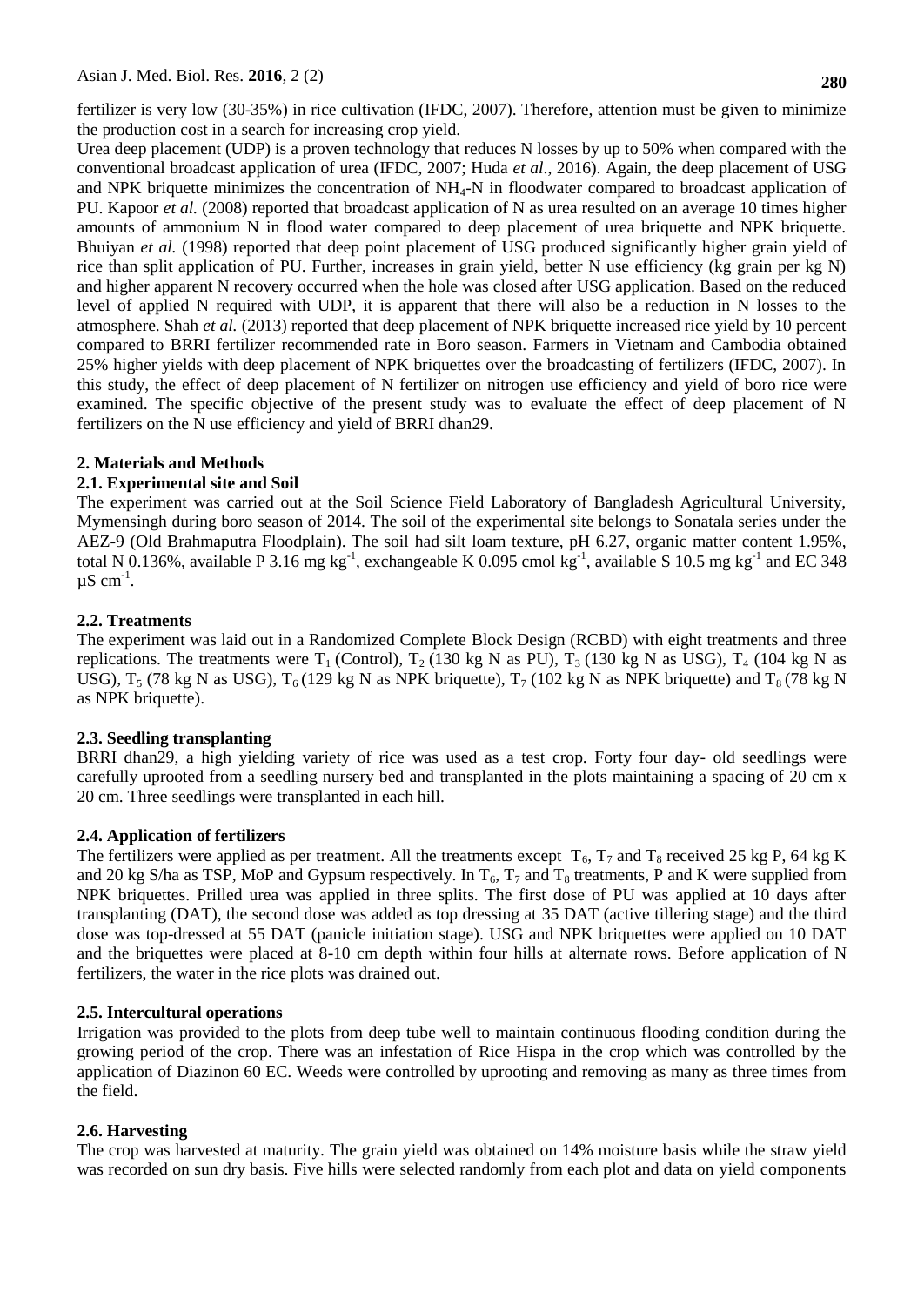fertilizer is very low (30-35%) in rice cultivation (IFDC, 2007). Therefore, attention must be given to minimize the production cost in a search for increasing crop yield.

Urea deep placement (UDP) is a proven technology that reduces N losses by up to 50% when compared with the conventional broadcast application of urea (IFDC, 2007; Huda *et al*., 2016). Again, the deep placement of USG and NPK briquette minimizes the concentration of $NH_4$-N in floodwater compared to broadcast application of PU. Kapoor *et al.* (2008) reported that broadcast application of N as urea resulted on an average 10 times higher amounts of ammonium N in flood water compared to deep placement of urea briquette and NPK briquette. Bhuiyan *et al.* (1998) reported that deep point placement of USG produced significantly higher grain yield of rice than split application of PU. Further, increases in grain yield, better N use efficiency (kg grain per kg N) and higher apparent N recovery occurred when the hole was closed after USG application. Based on the reduced level of applied N required with UDP, it is apparent that there will also be a reduction in N losses to the atmosphere. Shah *et al.* (2013) reported that deep placement of NPK briquette increased rice yield by 10 percent compared to BRRI fertilizer recommended rate in Boro season. Farmers in Vietnam and Cambodia obtained 25% higher yields with deep placement of NPK briquettes over the broadcasting of fertilizers (IFDC, 2007). In this study, the effect of deep placement of N fertilizer on nitrogen use efficiency and yield of boro rice were examined. The specific objective of the present study was to evaluate the effect of deep placement of N fertilizers on the N use efficiency and yield of BRRI dhan29.

## 2. Materials and Methods

### 2.1. Experimental site and Soil

The experiment was carried out at the Soil Science Field Laboratory of Bangladesh Agricultural University, Mymensingh during boro season of 2014. The soil of the experimental site belongs to Sonatala series under the AEZ-9 (Old Brahmaputra Floodplain). The soil had silt loam texture, pH 6.27, organic matter content 1.95%, total N 0.136%, available P 3.16 mg $kg^{-1}$, exchangeable K 0.095 cmol $kg^{-1}$, available S 10.5 mg $kg^{-1}$ and EC 348 µS $cm^{-1}$.

### 2.2. Treatments

The experiment was laid out in a Randomized Complete Block Design (RCBD) with eight treatments and three replications. The treatments were $T_1$ (Control), $T_2$ (130 kg N as PU), $T_3$ (130 kg N as USG), $T_4$ (104 kg N as USG), $T_5$ (78 kg N as USG), $T_6$ (129 kg N as NPK briquette), $T_7$ (102 kg N as NPK briquette) and $T_8$ (78 kg N as NPK briquette).

### 2.3. Seedling transplanting

BRRI dhan29, a high yielding variety of rice was used as a test crop. Forty four day- old seedlings were carefully uprooted from a seedling nursery bed and transplanted in the plots maintaining a spacing of 20 cm x 20 cm. Three seedlings were transplanted in each hill.

### 2.4. Application of fertilizers

The fertilizers were applied as per treatment. All the treatments except $T_6$, $T_7$ and $T_8$ received 25 kg P, 64 kg K and 20 kg S/ha as TSP, MoP and Gypsum respectively. In $T_6$, $T_7$ and $T_8$ treatments, P and K were supplied from NPK briquettes. Prilled urea was applied in three splits. The first dose of PU was applied at 10 days after transplanting (DAT), the second dose was added as top dressing at 35 DAT (active tillering stage) and the third dose was top-dressed at 55 DAT (panicle initiation stage). USG and NPK briquettes were applied on 10 DAT and the briquettes were placed at 8-10 cm depth within four hills at alternate rows. Before application of N fertilizers, the water in the rice plots was drained out.

### 2.5. Intercultural operations

Irrigation was provided to the plots from deep tube well to maintain continuous flooding condition during the growing period of the crop. There was an infestation of Rice Hispa in the crop which was controlled by the application of Diazinon 60 EC. Weeds were controlled by uprooting and removing as many as three times from the field.

### 2.6. Harvesting

The crop was harvested at maturity. The grain yield was obtained on 14% moisture basis while the straw yield was recorded on sun dry basis. Five hills were selected randomly from each plot and data on yield components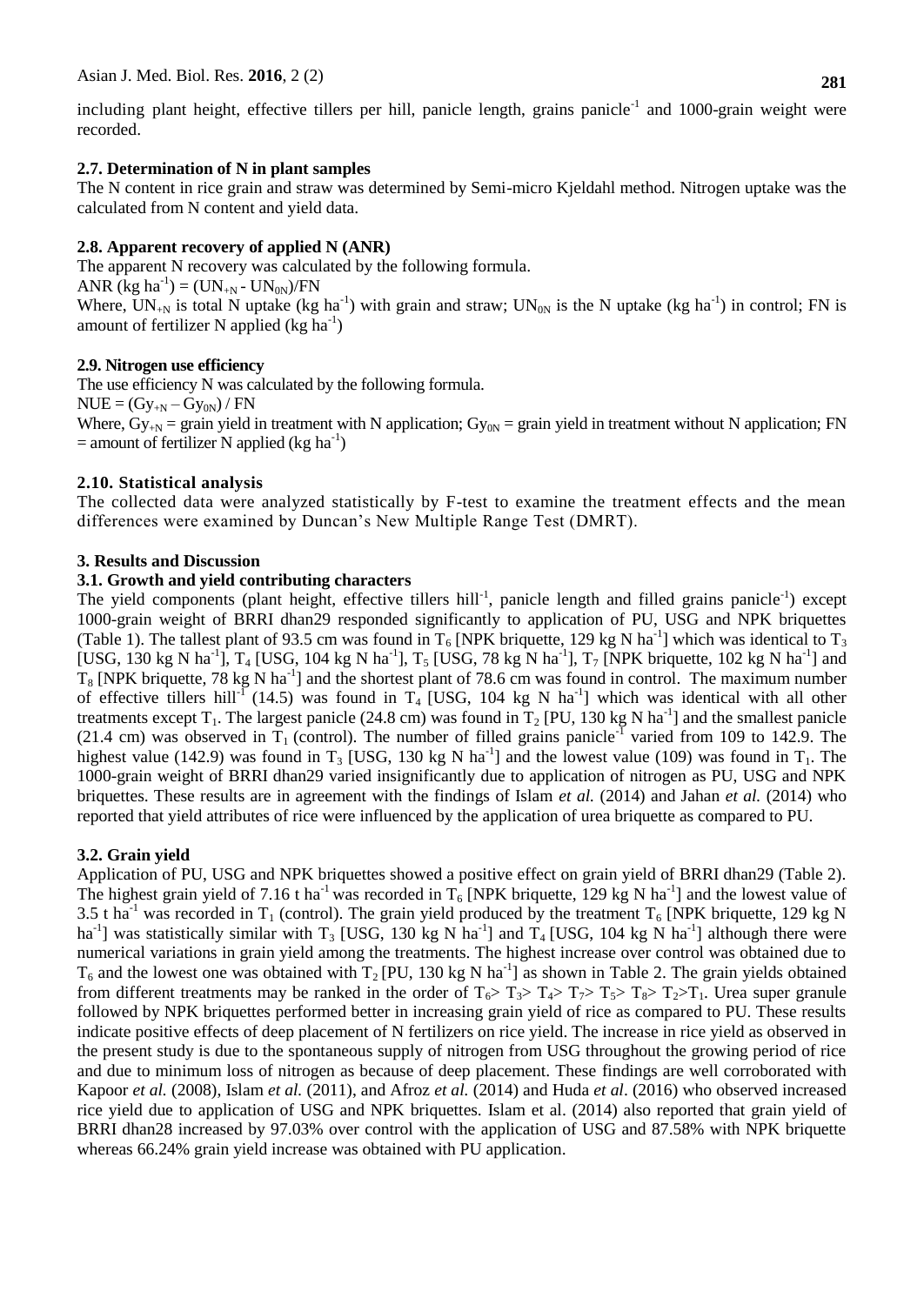including plant height, effective tillers per hill, panicle length, grains panicle$^{-1}$ and 1000-grain weight were recorded.

### 2.7. Determination of N in plant samples

The N content in rice grain and straw was determined by Semi-micro Kjeldahl method. Nitrogen uptake was the calculated from N content and yield data.

### 2.8. Apparent recovery of applied N (ANR)

The apparent N recovery was calculated by the following formula.

ANR (kg ha$^{-1}$) = $(UN_{+N} - UN_{0N})/FN$

Where, $UN_{+N}$ is total N uptake (kg ha$^{-1}$) with grain and straw; $UN_{0N}$ is the N uptake (kg ha$^{-1}$) in control; FN is amount of fertilizer N applied (kg ha$^{-1}$)

### 2.9. Nitrogen use efficiency

The use efficiency N was calculated by the following formula.

$NUE = (Gy_{+N} – Gy_{0N}) / FN$

Where, $Gy_{+N}$ = grain yield in treatment with N application; $Gy_{0N}$ = grain yield in treatment without N application; FN = amount of fertilizer N applied (kg ha$^{-1}$)

### 2.10. Statistical analysis

The collected data were analyzed statistically by F-test to examine the treatment effects and the mean differences were examined by Duncan's New Multiple Range Test (DMRT).

## 3. Results and Discussion

### 3.1. Growth and yield contributing characters

The yield components (plant height, effective tillers hill$^{-1}$, panicle length and filled grains panicle$^{-1}$) except 1000-grain weight of BRRI dhan29 responded significantly to application of PU, USG and NPK briquettes (Table 1). The tallest plant of 93.5 cm was found in $T_6$ [NPK briquette, 129 kg N ha$^{-1}$] which was identical to $T_3$ [USG, 130 kg N ha$^{-1}$], $T_4$ [USG, 104 kg N ha$^{-1}$], $T_5$ [USG, 78 kg N ha$^{-1}$], $T_7$ [NPK briquette, 102 kg N ha$^{-1}$] and $T_8$ [NPK briquette, 78 kg N ha$^{-1}$] and the shortest plant of 78.6 cm was found in control. The maximum number of effective tillers hill$^{-1}$ (14.5) was found in $T_4$ [USG, 104 kg N ha$^{-1}$] which was identical with all other treatments except $T_1$. The largest panicle (24.8 cm) was found in $T_2$ [PU, 130 kg N ha$^{-1}$] and the smallest panicle (21.4 cm) was observed in $T_1$ (control). The number of filled grains panicle$^{-1}$ varied from 109 to 142.9. The highest value (142.9) was found in $T_3$ [USG, 130 kg N ha$^{-1}$] and the lowest value (109) was found in $T_1$. The 1000-grain weight of BRRI dhan29 varied insignificantly due to application of nitrogen as PU, USG and NPK briquettes. These results are in agreement with the findings of Islam *et al.* (2014) and Jahan *et al.* (2014) who reported that yield attributes of rice were influenced by the application of urea briquette as compared to PU.

### 3.2. Grain yield

Application of PU, USG and NPK briquettes showed a positive effect on grain yield of BRRI dhan29 (Table 2). The highest grain yield of 7.16 t ha$^{-1}$ was recorded in $T_6$ [NPK briquette, 129 kg N ha$^{-1}$] and the lowest value of 3.5 t ha$^{-1}$ was recorded in $T_1$ (control). The grain yield produced by the treatment $T_6$ [NPK briquette, 129 kg N ha$^{-1}$] was statistically similar with $T_3$ [USG, 130 kg N ha$^{-1}$] and $T_4$ [USG, 104 kg N ha$^{-1}$] although there were numerical variations in grain yield among the treatments. The highest increase over control was obtained due to $T_6$ and the lowest one was obtained with $T_2$ [PU, 130 kg N ha$^{-1}$] as shown in Table 2. The grain yields obtained from different treatments may be ranked in the order of $T_6 > T_3 > T_4 > T_7 > T_5 > T_8 > T_2 > T_1$. Urea super granule followed by NPK briquettes performed better in increasing grain yield of rice as compared to PU. These results indicate positive effects of deep placement of N fertilizers on rice yield. The increase in rice yield as observed in the present study is due to the spontaneous supply of nitrogen from USG throughout the growing period of rice and due to minimum loss of nitrogen as because of deep placement. These findings are well corroborated with Kapoor *et al.* (2008), Islam *et al.* (2011), and Afroz *et al.* (2014) and Huda *et al*. (2016) who observed increased rice yield due to application of USG and NPK briquettes. Islam et al. (2014) also reported that grain yield of BRRI dhan28 increased by 97.03% over control with the application of USG and 87.58% with NPK briquette whereas 66.24% grain yield increase was obtained with PU application.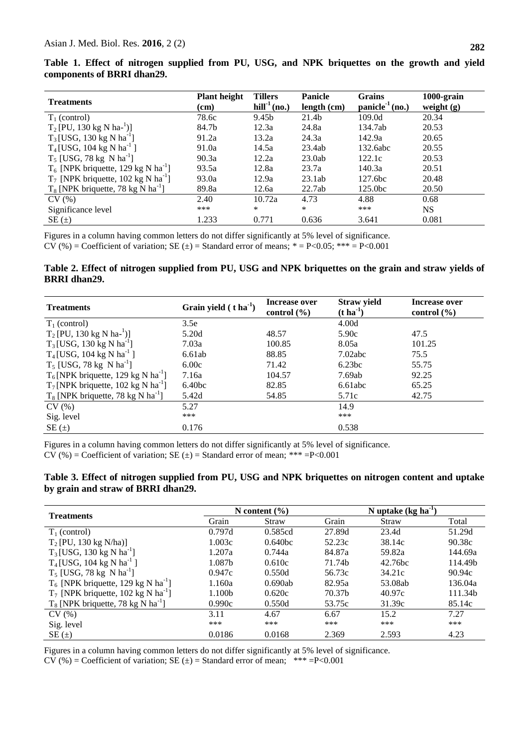**Table 1. Effect of nitrogen supplied from PU, USG, and NPK briquettes on the growth and yield components of BRRI dhan29.**

| Treatments | Plant height (cm) | Tillers $hill^{-1}$ (no.) | Panicle length (cm) | Grains $panicle^{-1}$ (no.) | 1000-grain weight (g) |
|---|---|---|---|---|---|
| $T_1$ (control) | 78.6c | 9.45b | 21.4b | 109.0d | 20.34 |
| $T_2$ [PU, 130 kg N $ha^{-1}$)] | 84.7b | 12.3a | 24.8a | 134.7ab | 20.53 |
| $T_3$ [USG, 130 kg N $ha^{-1}$] | 91.2a | 13.2a | 24.3a | 142.9a | 20.65 |
| $T_4$ [USG, 104 kg N $ha^{-1}$ ] | 91.0a | 14.5a | 23.4ab | 132.6abc | 20.55 |
| $T_5$ [USG, 78 kg N $ha^{-1}$] | 90.3a | 12.2a | 23.0ab | 122.1c | 20.53 |
| $T_6$ [NPK briquette, 129 kg N $ha^{-1}$] | 93.5a | 12.8a | 23.7a | 140.3a | 20.51 |
| $T_7$ [NPK briquette, 102 kg N $ha^{-1}$] | 93.0a | 12.9a | 23.1ab | 127.6bc | 20.48 |
| $T_8$ [NPK briquette, 78 kg N $ha^{-1}$] | 89.8a | 12.6a | 22.7ab | 125.0bc | 20.50 |
| CV (%) | 2.40 | 10.72a | 4.73 | 4.88 | 0.68 |
| Significance level | *** | * | * | *** | NS |
| SE (±) | 1.233 | 0.771 | 0.636 | 3.641 | 0.081 |

Figures in a column having common letters do not differ significantly at 5% level of significance.
CV (%) = Coefficient of variation; SE (±) = Standard error of means; * = $P<0.05$; *** = $P<0.001$

**Table 2. Effect of nitrogen supplied from PU, USG and NPK briquettes on the grain and straw yields of BRRI dhan29.**

| Treatments | Grain yield ( t $ha^{-1}$) | Increase over control (%) | Straw yield (t $ha^{-1}$) | Increase over control (%) |
|---|---|---|---|---|
| $T_1$ (control) | 3.5e | | 4.00d | |
| $T_2$ [PU, 130 kg N $ha^{-1}$)] | 5.20d | 48.57 | 5.90c | 47.5 |
| $T_3$ [USG, 130 kg N $ha^{-1}$] | 7.03a | 100.85 | 8.05a | 101.25 |
| $T_4$ [USG, 104 kg N $ha^{-1}$ ] | 6.61ab | 88.85 | 7.02abc | 75.5 |
| $T_5$ [USG, 78 kg N $ha^{-1}$] | 6.00c | 71.42 | 6.23bc | 55.75 |
| $T_6$ [NPK briquette, 129 kg N $ha^{-1}$] | 7.16a | 104.57 | 7.69ab | 92.25 |
| $T_7$ [NPK briquette, 102 kg N $ha^{-1}$] | 6.40bc | 82.85 | 6.61abc | 65.25 |
| $T_8$ [NPK briquette, 78 kg N $ha^{-1}$] | 5.42d | 54.85 | 5.71c | 42.75 |
| CV (%) | 5.27 | | 14.9 | |
| Sig. level | *** | | *** | |
| SE (±) | 0.176 | | 0.538 | |

Figures in a column having common letters do not differ significantly at 5% level of significance.
CV (%) = Coefficient of variation; SE (±) = Standard error of mean; *** = $P<0.001$

**Table 3. Effect of nitrogen supplied from PU, USG and NPK briquettes on nitrogen content and uptake by grain and straw of BRRI dhan29.**

| Treatments | N content (%) | | N uptake (kg $ha^{-1}$) | | |
|---|---|---|---|---|---|
| | Grain | Straw | Grain | Straw | Total |
| $T_1$ (control) | 0.797d | 0.585cd | 27.89d | 23.4d | 51.29d |
| $T_2$ [PU, 130 kg N/ha)] | 1.003c | 0.640bc | 52.23c | 38.14c | 90.38c |
| $T_3$ [USG, 130 kg N $ha^{-1}$] | 1.207a | 0.744a | 84.87a | 59.82a | 144.69a |
| $T_4$ [USG, 104 kg N $ha^{-1}$ ] | 1.087b | 0.610c | 71.74b | 42.76bc | 114.49b |
| $T_5$ [USG, 78 kg N $ha^{-1}$] | 0.947c | 0.550d | 56.73c | 34.21c | 90.94c |
| $T_6$ [NPK briquette, 129 kg N $ha^{-1}$] | 1.160a | 0.690ab | 82.95a | 53.08ab | 136.04a |
| $T_7$ [NPK briquette, 102 kg N $ha^{-1}$] | 1.100b | 0.620c | 70.37b | 40.97c | 111.34b |
| $T_8$ [NPK briquette, 78 kg N $ha^{-1}$] | 0.990c | 0.550d | 53.75c | 31.39c | 85.14c |
| CV (%) | 3.11 | 4.67 | 6.67 | 15.2 | 7.27 |
| Sig. level | *** | *** | *** | *** | *** |
| SE (±) | 0.0186 | 0.0168 | 2.369 | 2.593 | 4.23 |

Figures in a column having common letters do not differ significantly at 5% level of significance.
CV (%) = Coefficient of variation; SE (±) = Standard error of mean; *** = $P<0.001$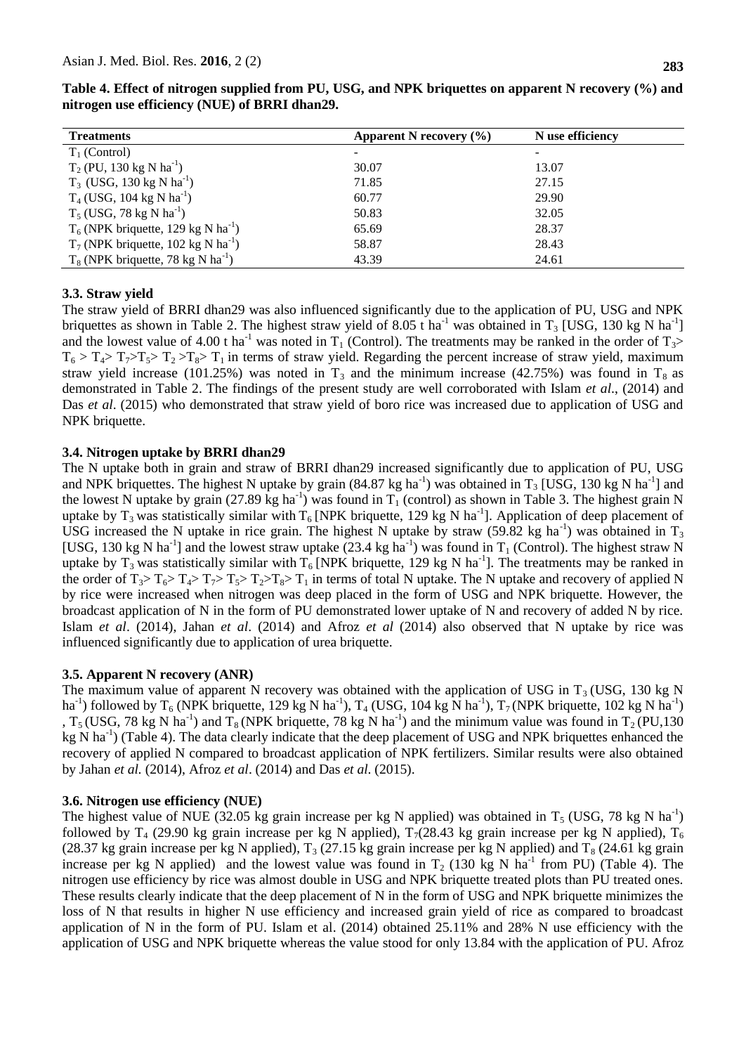**Table 4. Effect of nitrogen supplied from PU, USG, and NPK briquettes on apparent N recovery (%) and nitrogen use efficiency (NUE) of BRRI dhan29.**

| Treatments | Apparent N recovery (%) | N use efficiency |
|---|---|---|
| $T_1$ (Control) | - | - |
| $T_2$ (PU, 130 kg N $ha^{-1}$) | 30.07 | 13.07 |
| $T_3$ (USG, 130 kg N $ha^{-1}$) | 71.85 | 27.15 |
| $T_4$ (USG, 104 kg N $ha^{-1}$) | 60.77 | 29.90 |
| $T_5$ (USG, 78 kg N $ha^{-1}$) | 50.83 | 32.05 |
| $T_6$ (NPK briquette, 129 kg N $ha^{-1}$) | 65.69 | 28.37 |
| $T_7$ (NPK briquette, 102 kg N $ha^{-1}$) | 58.87 | 28.43 |
| $T_8$ (NPK briquette, 78 kg N $ha^{-1}$) | 43.39 | 24.61 |

### 3.3. Straw yield

The straw yield of BRRI dhan29 was also influenced significantly due to the application of PU, USG and NPK briquettes as shown in Table 2. The highest straw yield of 8.05 t $ha^{-1}$ was obtained in $T_3$ [USG, 130 kg N $ha^{-1}$] and the lowest value of 4.00 t $ha^{-1}$ was noted in $T_1$ (Control). The treatments may be ranked in the order of $T_3 > T_6 > T_4 > T_7 > T_5 > T_2 > T_8 > T_1$ in terms of straw yield. Regarding the percent increase of straw yield, maximum straw yield increase (101.25%) was noted in $T_3$ and the minimum increase (42.75%) was found in $T_8$ as demonstrated in Table 2. The findings of the present study are well corroborated with Islam *et al*., (2014) and Das *et al*. (2015) who demonstrated that straw yield of boro rice was increased due to application of USG and NPK briquette.

### 3.4. Nitrogen uptake by BRRI dhan29

The N uptake both in grain and straw of BRRI dhan29 increased significantly due to application of PU, USG and NPK briquettes. The highest N uptake by grain (84.87 kg $ha^{-1}$) was obtained in $T_3$ [USG, 130 kg N $ha^{-1}$] and the lowest N uptake by grain (27.89 kg $ha^{-1}$) was found in $T_1$ (control) as shown in Table 3. The highest grain N uptake by $T_3$ was statistically similar with $T_6$ [NPK briquette, 129 kg N $ha^{-1}$]. Application of deep placement of USG increased the N uptake in rice grain. The highest N uptake by straw (59.82 kg $ha^{-1}$) was obtained in $T_3$ [USG, 130 kg N $ha^{-1}$] and the lowest straw uptake (23.4 kg $ha^{-1}$) was found in $T_1$ (Control). The highest straw N uptake by $T_3$ was statistically similar with $T_6$ [NPK briquette, 129 kg N $ha^{-1}$]. The treatments may be ranked in the order of $T_3 > T_6 > T_4 > T_7 > T_5 > T_2 > T_8 > T_1$ in terms of total N uptake. The N uptake and recovery of applied N by rice were increased when nitrogen was deep placed in the form of USG and NPK briquette. However, the broadcast application of N in the form of PU demonstrated lower uptake of N and recovery of added N by rice. Islam *et al*. (2014), Jahan *et al*. (2014) and Afroz *et al* (2014) also observed that N uptake by rice was influenced significantly due to application of urea briquette.

### 3.5. Apparent N recovery (ANR)

The maximum value of apparent N recovery was obtained with the application of USG in $T_3$ (USG, 130 kg N $ha^{-1}$) followed by $T_6$ (NPK briquette, 129 kg N $ha^{-1}$), $T_4$ (USG, 104 kg N $ha^{-1}$), $T_7$ (NPK briquette, 102 kg N $ha^{-1}$) , $T_5$ (USG, 78 kg N $ha^{-1}$) and $T_8$ (NPK briquette, 78 kg N $ha^{-1}$) and the minimum value was found in $T_2$ (PU,130 kg N $ha^{-1}$) (Table 4). The data clearly indicate that the deep placement of USG and NPK briquettes enhanced the recovery of applied N compared to broadcast application of NPK fertilizers. Similar results were also obtained by Jahan *et al.* (2014), Afroz *et al*. (2014) and Das *et al*. (2015).

### 3.6. Nitrogen use efficiency (NUE)

The highest value of NUE (32.05 kg grain increase per kg N applied) was obtained in $T_5$ (USG, 78 kg N $ha^{-1}$) followed by $T_4$ (29.90 kg grain increase per kg N applied), $T_7$(28.43 kg grain increase per kg N applied), $T_6$ (28.37 kg grain increase per kg N applied), $T_3$ (27.15 kg grain increase per kg N applied) and $T_8$ (24.61 kg grain increase per kg N applied) and the lowest value was found in $T_2$ (130 kg N $ha^{-1}$ from PU) (Table 4). The nitrogen use efficiency by rice was almost double in USG and NPK briquette treated plots than PU treated ones. These results clearly indicate that the deep placement of N in the form of USG and NPK briquette minimizes the loss of N that results in higher N use efficiency and increased grain yield of rice as compared to broadcast application of N in the form of PU. Islam et al. (2014) obtained 25.11% and 28% N use efficiency with the application of USG and NPK briquette whereas the value stood for only 13.84 with the application of PU. Afroz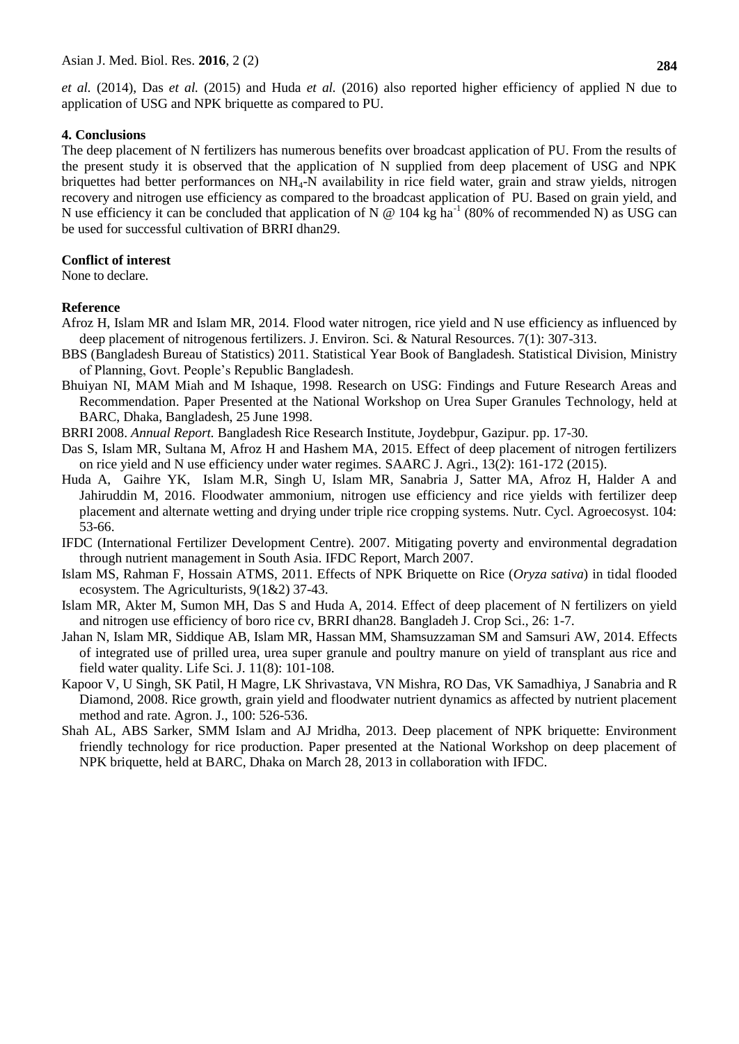*et al.* (2014), Das *et al.* (2015) and Huda *et al.* (2016) also reported higher efficiency of applied N due to application of USG and NPK briquette as compared to PU.

## 4. Conclusions

The deep placement of N fertilizers has numerous benefits over broadcast application of PU. From the results of the present study it is observed that the application of N supplied from deep placement of USG and NPK briquettes had better performances on $NH_4$-N availability in rice field water, grain and straw yields, nitrogen recovery and nitrogen use efficiency as compared to the broadcast application of PU. Based on grain yield, and N use efficiency it can be concluded that application of N @ 104 kg $ha^{-1}$ (80% of recommended N) as USG can be used for successful cultivation of BRRI dhan29.

## Conflict of interest

None to declare.

## Reference

Afroz H, Islam MR and Islam MR, 2014. Flood water nitrogen, rice yield and N use efficiency as influenced by deep placement of nitrogenous fertilizers. J. Environ. Sci. & Natural Resources. 7(1): 307-313.

BBS (Bangladesh Bureau of Statistics) 2011. Statistical Year Book of Bangladesh. Statistical Division, Ministry of Planning, Govt. People's Republic Bangladesh.

Bhuiyan NI, MAM Miah and M Ishaque, 1998. Research on USG: Findings and Future Research Areas and Recommendation. Paper Presented at the National Workshop on Urea Super Granules Technology, held at BARC, Dhaka, Bangladesh, 25 June 1998.

BRRI 2008. *Annual Report.* Bangladesh Rice Research Institute, Joydebpur, Gazipur. pp. 17-30.

Das S, Islam MR, Sultana M, Afroz H and Hashem MA, 2015. Effect of deep placement of nitrogen fertilizers on rice yield and N use efficiency under water regimes. SAARC J. Agri., 13(2): 161-172 (2015).

Huda A, Gaihre YK, Islam M.R, Singh U, Islam MR, Sanabria J, Satter MA, Afroz H, Halder A and Jahiruddin M, 2016. Floodwater ammonium, nitrogen use efficiency and rice yields with fertilizer deep placement and alternate wetting and drying under triple rice cropping systems. Nutr. Cycl. Agroecosyst. 104: 53-66.

IFDC (International Fertilizer Development Centre). 2007. Mitigating poverty and environmental degradation through nutrient management in South Asia. IFDC Report, March 2007.

Islam MS, Rahman F, Hossain ATMS, 2011. Effects of NPK Briquette on Rice (*Oryza sativa*) in tidal flooded ecosystem. The Agriculturists, 9(1&2) 37-43.

Islam MR, Akter M, Sumon MH, Das S and Huda A, 2014. Effect of deep placement of N fertilizers on yield and nitrogen use efficiency of boro rice cv, BRRI dhan28. Bangladeh J. Crop Sci., 26: 1-7.

Jahan N, Islam MR, Siddique AB, Islam MR, Hassan MM, Shamsuzzaman SM and Samsuri AW, 2014. Effects of integrated use of prilled urea, urea super granule and poultry manure on yield of transplant aus rice and field water quality. Life Sci. J. 11(8): 101-108.

Kapoor V, U Singh, SK Patil, H Magre, LK Shrivastava, VN Mishra, RO Das, VK Samadhiya, J Sanabria and R Diamond, 2008. Rice growth, grain yield and floodwater nutrient dynamics as affected by nutrient placement method and rate. Agron. J., 100: 526-536.

Shah AL, ABS Sarker, SMM Islam and AJ Mridha, 2013. Deep placement of NPK briquette: Environment friendly technology for rice production. Paper presented at the National Workshop on deep placement of NPK briquette, held at BARC, Dhaka on March 28, 2013 in collaboration with IFDC.